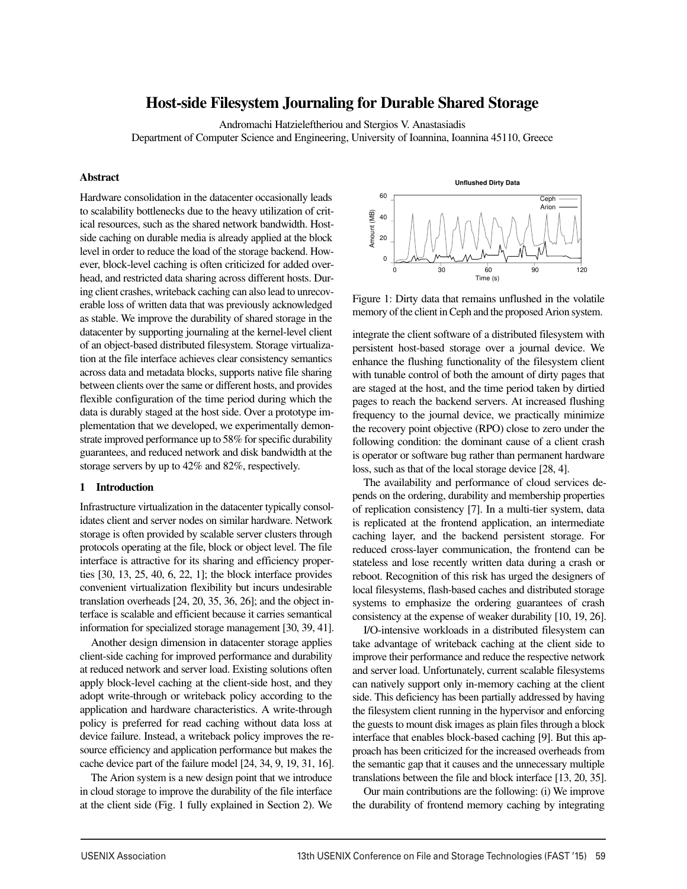# Host-side Filesystem Journaling for Durable Shared Storage

Andromachi Hatzieleftheriou and Stergios V. Anastasiadis
Department of Computer Science and Engineering, University of Ioannina, Ioannina 45110, Greece

### Abstract

Hardware consolidation in the datacenter occasionally leads to scalability bottlenecks due to the heavy utilization of critical resources, such as the shared network bandwidth. Host-side caching on durable media is already applied at the block level in order to reduce the load of the storage backend. However, block-level caching is often criticized for added overhead, and restricted data sharing across different hosts. During client crashes, writeback caching can also lead to unrecoverable loss of written data that was previously acknowledged as stable. We improve the durability of shared storage in the datacenter by supporting journaling at the kernel-level client of an object-based distributed filesystem. Storage virtualization at the file interface achieves clear consistency semantics across data and metadata blocks, supports native file sharing between clients over the same or different hosts, and provides flexible configuration of the time period during which the data is durably staged at the host side. Over a prototype implementation that we developed, we experimentally demonstrate improved performance up to 58% for specific durability guarantees, and reduced network and disk bandwidth at the storage servers by up to 42% and 82%, respectively.

## 1 Introduction

Infrastructure virtualization in the datacenter typically consolidates client and server nodes on similar hardware. Network storage is often provided by scalable server clusters through protocols operating at the file, block or object level. The file interface is attractive for its sharing and efficiency properties [30, 13, 25, 40, 6, 22, 1]; the block interface provides convenient virtualization flexibility but incurs undesirable translation overheads [24, 20, 35, 36, 26]; and the object interface is scalable and efficient because it carries semantical information for specialized storage management [30, 39, 41].

Another design dimension in datacenter storage applies client-side caching for improved performance and durability at reduced network and server load. Existing solutions often apply block-level caching at the client-side host, and they adopt write-through or writeback policy according to the application and hardware characteristics. A write-through policy is preferred for read caching without data loss at device failure. Instead, a writeback policy improves the resource efficiency and application performance but makes the cache device part of the failure model [24, 34, 9, 19, 31, 16].

The Arion system is a new design point that we introduce in cloud storage to improve the durability of the file interface at the client side (Fig. 1 fully explained in Section 2). We integrate the client software of a distributed filesystem with persistent host-based storage over a journal device. We enhance the flushing functionality of the filesystem client with tunable control of both the amount of dirty pages that are staged at the host, and the time period taken by dirtied pages to reach the backend servers. At increased flushing frequency to the journal device, we practically minimize the recovery point objective (RPO) close to zero under the following condition: the dominant cause of a client crash is operator or software bug rather than permanent hardware loss, such as that of the local storage device [28, 4].

Figure 1: Dirty data that remains unflushed in the volatile memory of the client in Ceph and the proposed Arion system.

The availability and performance of cloud services depends on the ordering, durability and membership properties of replication consistency [7]. In a multi-tier system, data is replicated at the frontend application, an intermediate caching layer, and the backend persistent storage. For reduced cross-layer communication, the frontend can be stateless and lose recently written data during a crash or reboot. Recognition of this risk has urged the designers of local filesystems, flash-based caches and distributed storage systems to emphasize the ordering guarantees of crash consistency at the expense of weaker durability [10, 19, 26].

I/O-intensive workloads in a distributed filesystem can take advantage of writeback caching at the client side to improve their performance and reduce the respective network and server load. Unfortunately, current scalable filesystems can natively support only in-memory caching at the client side. This deficiency has been partially addressed by having the filesystem client running in the hypervisor and enforcing the guests to mount disk images as plain files through a block interface that enables block-based caching [9]. But this approach has been criticized for the increased overheads from the semantic gap that it causes and the unnecessary multiple translations between the file and block interface [13, 20, 35].

Our main contributions are the following: (i) We improve the durability of frontend memory caching by integrating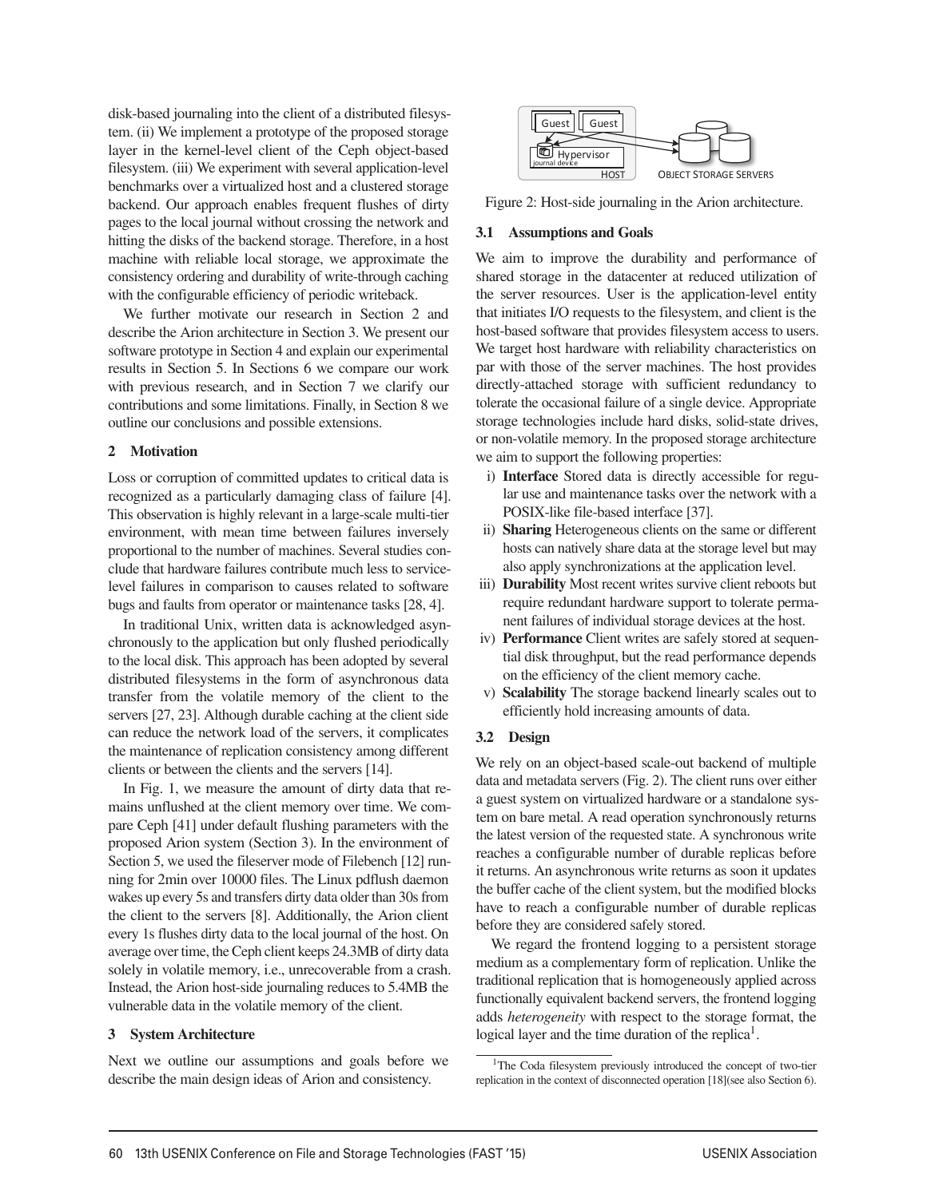disk-based journaling into the client of a distributed filesystem. (ii) We implement a prototype of the proposed storage layer in the kernel-level client of the Ceph object-based filesystem. (iii) We experiment with several application-level benchmarks over a virtualized host and a clustered storage backend. Our approach enables frequent flushes of dirty pages to the local journal without crossing the network and hitting the disks of the backend storage. Therefore, in a host machine with reliable local storage, we approximate the consistency ordering and durability of write-through caching with the configurable efficiency of periodic writeback.

We further motivate our research in Section 2 and describe the Arion architecture in Section 3. We present our software prototype in Section 4 and explain our experimental results in Section 5. In Sections 6 we compare our work with previous research, and in Section 7 we clarify our contributions and some limitations. Finally, in Section 8 we outline our conclusions and possible extensions.

## 2 Motivation

Loss or corruption of committed updates to critical data is recognized as a particularly damaging class of failure [4]. This observation is highly relevant in a large-scale multi-tier environment, with mean time between failures inversely proportional to the number of machines. Several studies conclude that hardware failures contribute much less to service-level failures in comparison to causes related to software bugs and faults from operator or maintenance tasks [28, 4].

In traditional Unix, written data is acknowledged asynchronously to the application but only flushed periodically to the local disk. This approach has been adopted by several distributed filesystems in the form of asynchronous data transfer from the volatile memory of the client to the servers [27, 23]. Although durable caching at the client side can reduce the network load of the servers, it complicates the maintenance of replication consistency among different clients or between the clients and the servers [14].

In Fig. 1, we measure the amount of dirty data that remains unflushed at the client memory over time. We compare Ceph [41] under default flushing parameters with the proposed Arion system (Section 3). In the environment of Section 5, we used the fileserver mode of Filebench [12] running for 2min over 10000 files. The Linux pdflush daemon wakes up every 5s and transfers dirty data older than 30s from the client to the servers [8]. Additionally, the Arion client every 1s flushes dirty data to the local journal of the host. On average over time, the Ceph client keeps 24.3MB of dirty data solely in volatile memory, i.e., unrecoverable from a crash. Instead, the Arion host-side journaling reduces to 5.4MB the vulnerable data in the volatile memory of the client.

## 3 System Architecture

Next we outline our assumptions and goals before we describe the main design ideas of Arion and consistency.

Figure 2: Host-side journaling in the Arion architecture.

### 3.1 Assumptions and Goals

We aim to improve the durability and performance of shared storage in the datacenter at reduced utilization of the server resources. User is the application-level entity that initiates I/O requests to the filesystem, and client is the host-based software that provides filesystem access to users. We target host hardware with reliability characteristics on par with those of the server machines. The host provides directly-attached storage with sufficient redundancy to tolerate the occasional failure of a single device. Appropriate storage technologies include hard disks, solid-state drives, or non-volatile memory. In the proposed storage architecture we aim to support the following properties:

i) **Interface** Stored data is directly accessible for regular use and maintenance tasks over the network with a POSIX-like file-based interface [37].
ii) **Sharing** Heterogeneous clients on the same or different hosts can natively share data at the storage level but may also apply synchronizations at the application level.
iii) **Durability** Most recent writes survive client reboots but require redundant hardware support to tolerate permanent failures of individual storage devices at the host.
iv) **Performance** Client writes are safely stored at sequential disk throughput, but the read performance depends on the efficiency of the client memory cache.
v) **Scalability** The storage backend linearly scales out to efficiently hold increasing amounts of data.

### 3.2 Design

We rely on an object-based scale-out backend of multiple data and metadata servers (Fig. 2). The client runs over either a guest system on virtualized hardware or a standalone system on bare metal. A read operation synchronously returns the latest version of the requested state. A synchronous write reaches a configurable number of durable replicas before it returns. An asynchronous write returns as soon it updates the buffer cache of the client system, but the modified blocks have to reach a configurable number of durable replicas before they are considered safely stored.

We regard the frontend logging to a persistent storage medium as a complementary form of replication. Unlike the traditional replication that is homogeneously applied across functionally equivalent backend servers, the frontend logging adds *heterogeneity* with respect to the storage format, the logical layer and the time duration of the replica[1].

[1]The Coda filesystem previously introduced the concept of two-tier replication in the context of disconnected operation [18](see also Section 6).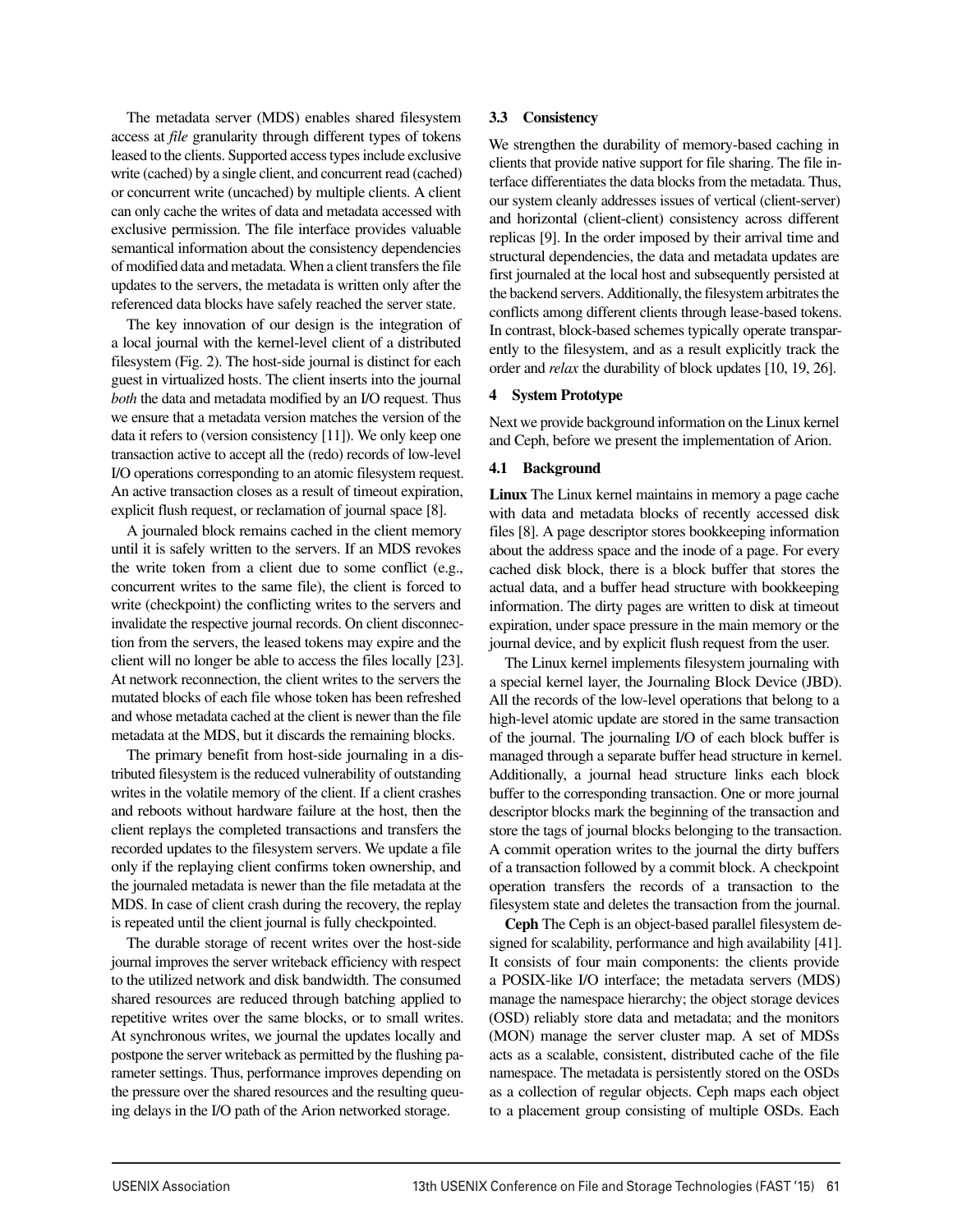The metadata server (MDS) enables shared filesystem access at *file* granularity through different types of tokens leased to the clients. Supported access types include exclusive write (cached) by a single client, and concurrent read (cached) or concurrent write (uncached) by multiple clients. A client can only cache the writes of data and metadata accessed with exclusive permission. The file interface provides valuable semantical information about the consistency dependencies of modified data and metadata. When a client transfers the file updates to the servers, the metadata is written only after the referenced data blocks have safely reached the server state.

The key innovation of our design is the integration of a local journal with the kernel-level client of a distributed filesystem (Fig. 2). The host-side journal is distinct for each guest in virtualized hosts. The client inserts into the journal *both* the data and metadata modified by an I/O request. Thus we ensure that a metadata version matches the version of the data it refers to (version consistency [11]). We only keep one transaction active to accept all the (redo) records of low-level I/O operations corresponding to an atomic filesystem request. An active transaction closes as a result of timeout expiration, explicit flush request, or reclamation of journal space [8].

A journaled block remains cached in the client memory until it is safely written to the servers. If an MDS revokes the write token from a client due to some conflict (e.g., concurrent writes to the same file), the client is forced to write (checkpoint) the conflicting writes to the servers and invalidate the respective journal records. On client disconnection from the servers, the leased tokens may expire and the client will no longer be able to access the files locally [23]. At network reconnection, the client writes to the servers the mutated blocks of each file whose token has been refreshed and whose metadata cached at the client is newer than the file metadata at the MDS, but it discards the remaining blocks.

The primary benefit from host-side journaling in a distributed filesystem is the reduced vulnerability of outstanding writes in the volatile memory of the client. If a client crashes and reboots without hardware failure at the host, then the client replays the completed transactions and transfers the recorded updates to the filesystem servers. We update a file only if the replaying client confirms token ownership, and the journaled metadata is newer than the file metadata at the MDS. In case of client crash during the recovery, the replay is repeated until the client journal is fully checkpointed.

The durable storage of recent writes over the host-side journal improves the server writeback efficiency with respect to the utilized network and disk bandwidth. The consumed shared resources are reduced through batching applied to repetitive writes over the same blocks, or to small writes. At synchronous writes, we journal the updates locally and postpone the server writeback as permitted by the flushing parameter settings. Thus, performance improves depending on the pressure over the shared resources and the resulting queuing delays in the I/O path of the Arion networked storage.

### 3.3 Consistency

We strengthen the durability of memory-based caching in clients that provide native support for file sharing. The file interface differentiates the data blocks from the metadata. Thus, our system cleanly addresses issues of vertical (client-server) and horizontal (client-client) consistency across different replicas [9]. In the order imposed by their arrival time and structural dependencies, the data and metadata updates are first journaled at the local host and subsequently persisted at the backend servers. Additionally, the filesystem arbitrates the conflicts among different clients through lease-based tokens. In contrast, block-based schemes typically operate transparently to the filesystem, and as a result explicitly track the order and *relax* the durability of block updates [10, 19, 26].

## 4 System Prototype

Next we provide background information on the Linux kernel and Ceph, before we present the implementation of Arion.

### 4.1 Background

**Linux** The Linux kernel maintains in memory a page cache with data and metadata blocks of recently accessed disk files [8]. A page descriptor stores bookkeeping information about the address space and the inode of a page. For every cached disk block, there is a block buffer that stores the actual data, and a buffer head structure with bookkeeping information. The dirty pages are written to disk at timeout expiration, under space pressure in the main memory or the journal device, and by explicit flush request from the user.

The Linux kernel implements filesystem journaling with a special kernel layer, the Journaling Block Device (JBD). All the records of the low-level operations that belong to a high-level atomic update are stored in the same transaction of the journal. The journaling I/O of each block buffer is managed through a separate buffer head structure in kernel. Additionally, a journal head structure links each block buffer to the corresponding transaction. One or more journal descriptor blocks mark the beginning of the transaction and store the tags of journal blocks belonging to the transaction. A commit operation writes to the journal the dirty buffers of a transaction followed by a commit block. A checkpoint operation transfers the records of a transaction to the filesystem state and deletes the transaction from the journal.

**Ceph** The Ceph is an object-based parallel filesystem designed for scalability, performance and high availability [41]. It consists of four main components: the clients provide a POSIX-like I/O interface; the metadata servers (MDS) manage the namespace hierarchy; the object storage devices (OSD) reliably store data and metadata; and the monitors (MON) manage the server cluster map. A set of MDSs acts as a scalable, consistent, distributed cache of the file namespace. The metadata is persistently stored on the OSDs as a collection of regular objects. Ceph maps each object to a placement group consisting of multiple OSDs. Each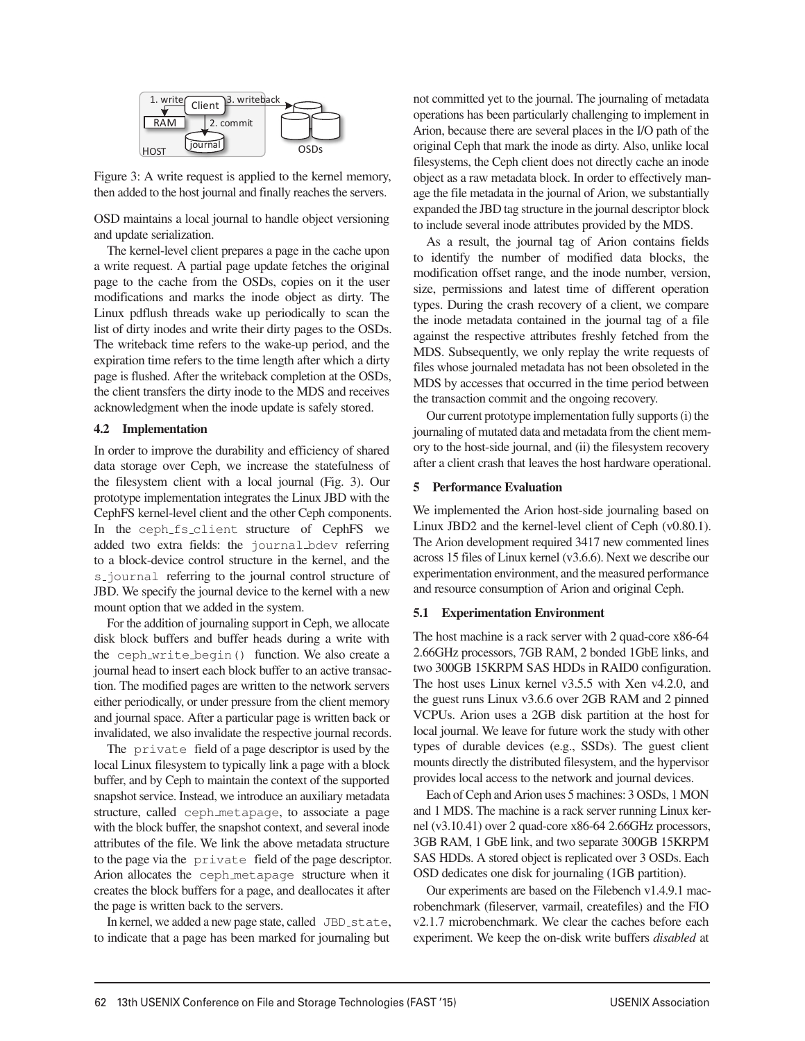Figure 3: A write request is applied to the kernel memory, then added to the host journal and finally reaches the servers.

OSD maintains a local journal to handle object versioning and update serialization.

The kernel-level client prepares a page in the cache upon a write request. A partial page update fetches the original page to the cache from the OSDs, copies on it the user modifications and marks the inode object as dirty. The Linux pdflush threads wake up periodically to scan the list of dirty inodes and write their dirty pages to the OSDs. The writeback time refers to the wake-up period, and the expiration time refers to the time length after which a dirty page is flushed. After the writeback completion at the OSDs, the client transfers the dirty inode to the MDS and receives acknowledgment when the inode update is safely stored.

### 4.2 Implementation

In order to improve the durability and efficiency of shared data storage over Ceph, we increase the statefulness of the filesystem client with a local journal (Fig. 3). Our prototype implementation integrates the Linux JBD with the CephFS kernel-level client and the other Ceph components. In the `ceph_fs_client` structure of CephFS we added two extra fields: the `journal_bdev` referring to a block-device control structure in the kernel, and the `s_journal` referring to the journal control structure of JBD. We specify the journal device to the kernel with a new mount option that we added in the system.

For the addition of journaling support in Ceph, we allocate disk block buffers and buffer heads during a write with the `ceph_write_begin()` function. We also create a journal head to insert each block buffer to an active transaction. The modified pages are written to the network servers either periodically, or under pressure from the client memory and journal space. After a particular page is written back or invalidated, we also invalidate the respective journal records.

The `private` field of a page descriptor is used by the local Linux filesystem to typically link a page with a block buffer, and by Ceph to maintain the context of the supported snapshot service. Instead, we introduce an auxiliary metadata structure, called `ceph_metapage`, to associate a page with the block buffer, the snapshot context, and several inode attributes of the file. We link the above metadata structure to the page via the `private` field of the page descriptor. Arion allocates the `ceph_metapage` structure when it creates the block buffers for a page, and deallocates it after the page is written back to the servers.

In kernel, we added a new page state, called `JBD_state`, to indicate that a page has been marked for journaling but not committed yet to the journal. The journaling of metadata operations has been particularly challenging to implement in Arion, because there are several places in the I/O path of the original Ceph that mark the inode as dirty. Also, unlike local filesystems, the Ceph client does not directly cache an inode object as a raw metadata block. In order to effectively manage the file metadata in the journal of Arion, we substantially expanded the JBD tag structure in the journal descriptor block to include several inode attributes provided by the MDS.

As a result, the journal tag of Arion contains fields to identify the number of modified data blocks, the modification offset range, and the inode number, version, size, permissions and latest time of different operation types. During the crash recovery of a client, we compare the inode metadata contained in the journal tag of a file against the respective attributes freshly fetched from the MDS. Subsequently, we only replay the write requests of files whose journaled metadata has not been obsoleted in the MDS by accesses that occurred in the time period between the transaction commit and the ongoing recovery.

Our current prototype implementation fully supports (i) the journaling of mutated data and metadata from the client memory to the host-side journal, and (ii) the filesystem recovery after a client crash that leaves the host hardware operational.

## 5 Performance Evaluation

We implemented the Arion host-side journaling based on Linux JBD2 and the kernel-level client of Ceph (v0.80.1). The Arion development required 3417 new commented lines across 15 files of Linux kernel (v3.6.6). Next we describe our experimentation environment, and the measured performance and resource consumption of Arion and original Ceph.

### 5.1 Experimentation Environment

The host machine is a rack server with 2 quad-core x86-64 2.66GHz processors, 7GB RAM, 2 bonded 1GbE links, and two 300GB 15KRPM SAS HDDs in RAID0 configuration. The host uses Linux kernel v3.5.5 with Xen v4.2.0, and the guest runs Linux v3.6.6 over 2GB RAM and 2 pinned VCPUs. Arion uses a 2GB disk partition at the host for local journal. We leave for future work the study with other types of durable devices (e.g., SSDs). The guest client mounts directly the distributed filesystem, and the hypervisor provides local access to the network and journal devices.

Each of Ceph and Arion uses 5 machines: 3 OSDs, 1 MON and 1 MDS. The machine is a rack server running Linux kernel (v3.10.41) over 2 quad-core x86-64 2.66GHz processors, 3GB RAM, 1 GbE link, and two separate 300GB 15KRPM SAS HDDs. A stored object is replicated over 3 OSDs. Each OSD dedicates one disk for journaling (1GB partition).

Our experiments are based on the Filebench v1.4.9.1 macrobenchmark (fileserver, varmail, createfiles) and the FIO v2.1.7 microbenchmark. We clear the caches before each experiment. We keep the on-disk write buffers *disabled* at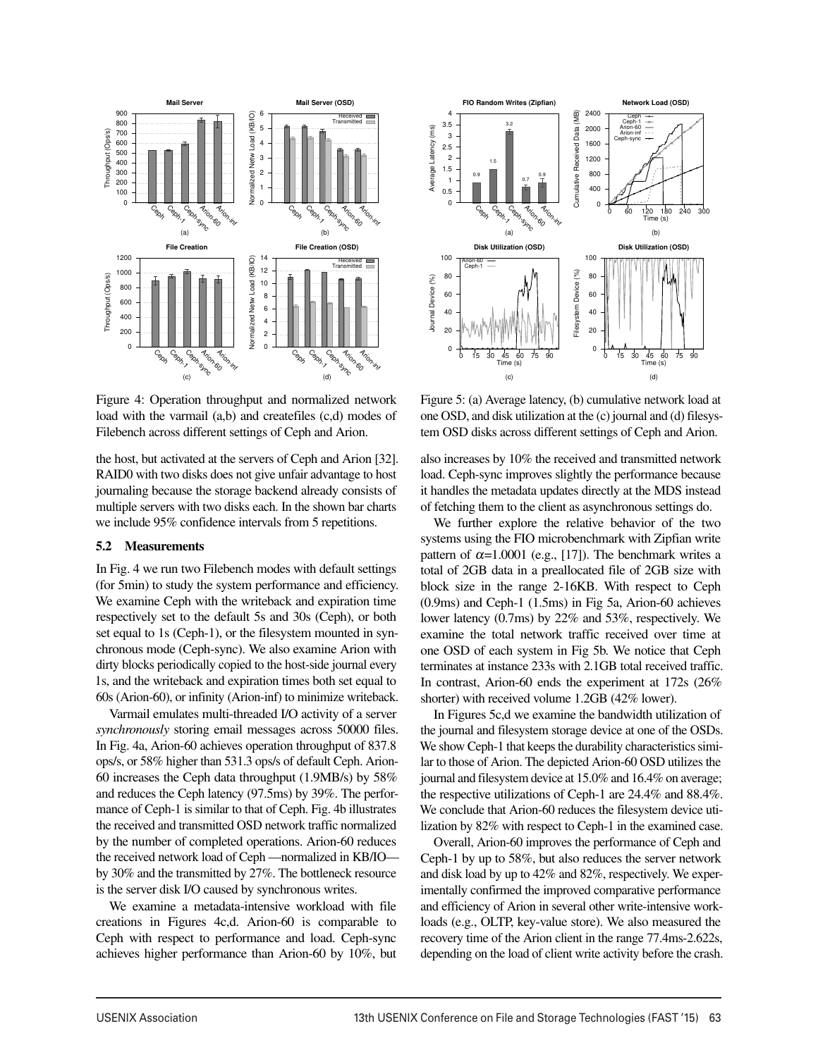Figure 4: Operation throughput and normalized network load with the varmail (a,b) and createfiles (c,d) modes of Filebench across different settings of Ceph and Arion.

Figure 5: (a) Average latency, (b) cumulative network load at one OSD, and disk utilization at the (c) journal and (d) filesystem OSD disks across different settings of Ceph and Arion.

the host, but activated at the servers of Ceph and Arion [32]. RAID0 with two disks does not give unfair advantage to host journaling because the storage backend already consists of multiple servers with two disks each. In the shown bar charts we include 95% confidence intervals from 5 repetitions.

### 5.2 Measurements

In Fig. 4 we run two Filebench modes with default settings (for 5min) to study the system performance and efficiency. We examine Ceph with the writeback and expiration time respectively set to the default 5s and 30s (Ceph), or both set equal to 1s (Ceph-1), or the filesystem mounted in synchronous mode (Ceph-sync). We also examine Arion with dirty blocks periodically copied to the host-side journal every 1s, and the writeback and expiration times both set equal to 60s (Arion-60), or infinity (Arion-inf) to minimize writeback.

Varmail emulates multi-threaded I/O activity of a server *synchronously* storing email messages across 50000 files. In Fig. 4a, Arion-60 achieves operation throughput of 837.8 ops/s, or 58% higher than 531.3 ops/s of default Ceph. Arion-60 increases the Ceph data throughput (1.9MB/s) by 58% and reduces the Ceph latency (97.5ms) by 39%. The performance of Ceph-1 is similar to that of Ceph. Fig. 4b illustrates the received and transmitted OSD network traffic normalized by the number of completed operations. Arion-60 reduces the received network load of Ceph —normalized in KB/IO— by 30% and the transmitted by 27%. The bottleneck resource is the server disk I/O caused by synchronous writes.

We examine a metadata-intensive workload with file creations in Figures 4c,d. Arion-60 is comparable to Ceph with respect to performance and load. Ceph-sync achieves higher performance than Arion-60 by 10%, but also increases by 10% the received and transmitted network load. Ceph-sync improves slightly the performance because it handles the metadata updates directly at the MDS instead of fetching them to the client as asynchronous settings do.

We further explore the relative behavior of the two systems using the FIO microbenchmark with Zipfian write pattern of $\alpha$=1.0001 (e.g., [17]). The benchmark writes a total of 2GB data in a preallocated file of 2GB size with block size in the range 2-16KB. With respect to Ceph (0.9ms) and Ceph-1 (1.5ms) in Fig 5a, Arion-60 achieves lower latency (0.7ms) by 22% and 53%, respectively. We examine the total network traffic received over time at one OSD of each system in Fig 5b. We notice that Ceph terminates at instance 233s with 2.1GB total received traffic. In contrast, Arion-60 ends the experiment at 172s (26% shorter) with received volume 1.2GB (42% lower).

In Figures 5c,d we examine the bandwidth utilization of the journal and filesystem storage device at one of the OSDs. We show Ceph-1 that keeps the durability characteristics similar to those of Arion. The depicted Arion-60 OSD utilizes the journal and filesystem device at 15.0% and 16.4% on average; the respective utilizations of Ceph-1 are 24.4% and 88.4%. We conclude that Arion-60 reduces the filesystem device utilization by 82% with respect to Ceph-1 in the examined case.

Overall, Arion-60 improves the performance of Ceph and Ceph-1 by up to 58%, but also reduces the server network and disk load by up to 42% and 82%, respectively. We experimentally confirmed the improved comparative performance and efficiency of Arion in several other write-intensive workloads (e.g., OLTP, key-value store). We also measured the recovery time of the Arion client in the range 77.4ms-2.622s, depending on the load of client write activity before the crash.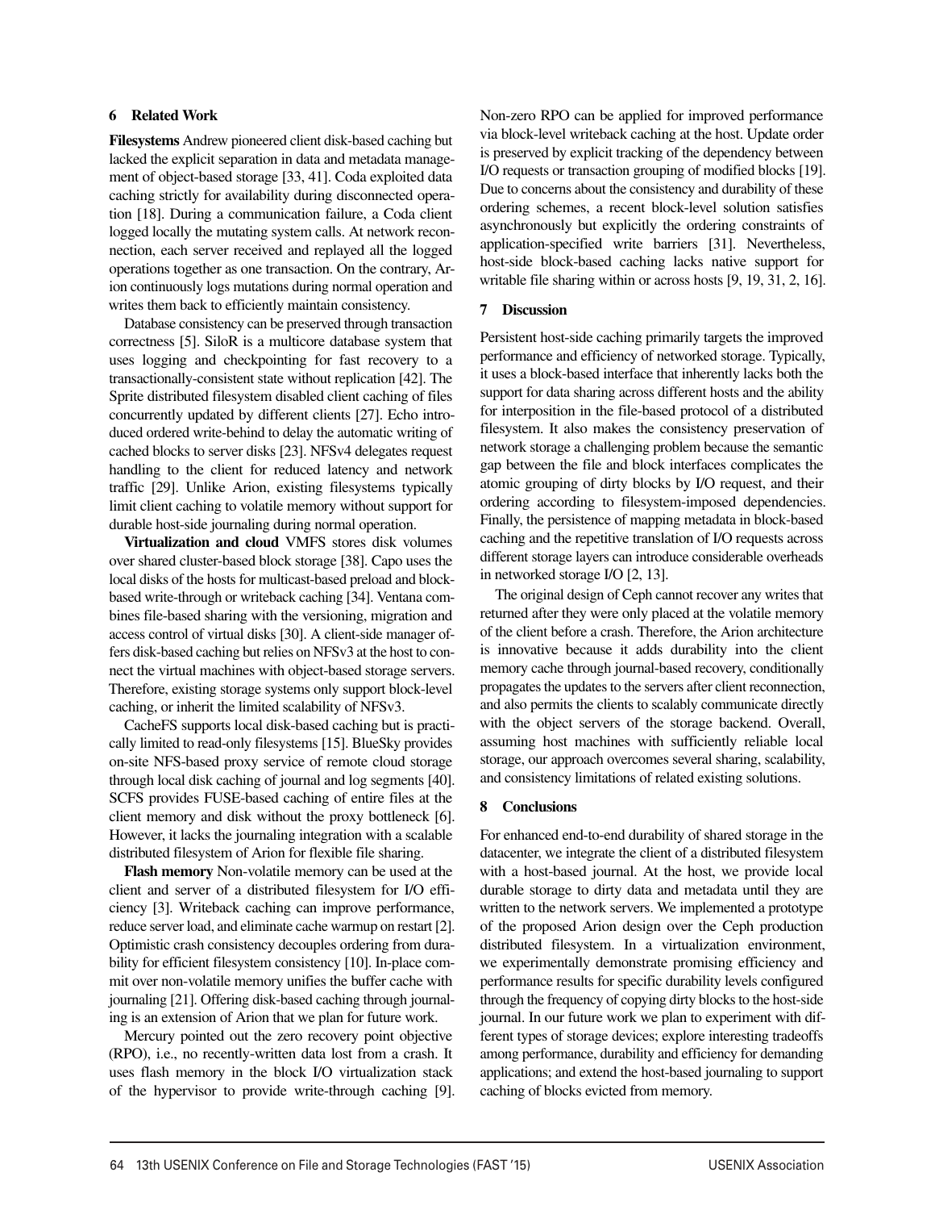## 6 Related Work

**Filesystems** Andrew pioneered client disk-based caching but lacked the explicit separation in data and metadata management of object-based storage [33, 41]. Coda exploited data caching strictly for availability during disconnected operation [18]. During a communication failure, a Coda client logged locally the mutating system calls. At network reconnection, each server received and replayed all the logged operations together as one transaction. On the contrary, Arion continuously logs mutations during normal operation and writes them back to efficiently maintain consistency.

Database consistency can be preserved through transaction correctness [5]. SiloR is a multicore database system that uses logging and checkpointing for fast recovery to a transactionally-consistent state without replication [42]. The Sprite distributed filesystem disabled client caching of files concurrently updated by different clients [27]. Echo introduced ordered write-behind to delay the automatic writing of cached blocks to server disks [23]. NFSv4 delegates request handling to the client for reduced latency and network traffic [29]. Unlike Arion, existing filesystems typically limit client caching to volatile memory without support for durable host-side journaling during normal operation.

**Virtualization and cloud** VMFS stores disk volumes over shared cluster-based block storage [38]. Capo uses the local disks of the hosts for multicast-based preload and block-based write-through or writeback caching [34]. Ventana combines file-based sharing with the versioning, migration and access control of virtual disks [30]. A client-side manager offers disk-based caching but relies on NFSv3 at the host to connect the virtual machines with object-based storage servers. Therefore, existing storage systems only support block-level caching, or inherit the limited scalability of NFSv3.

CacheFS supports local disk-based caching but is practically limited to read-only filesystems [15]. BlueSky provides on-site NFS-based proxy service of remote cloud storage through local disk caching of journal and log segments [40]. SCFS provides FUSE-based caching of entire files at the client memory and disk without the proxy bottleneck [6]. However, it lacks the journaling integration with a scalable distributed filesystem of Arion for flexible file sharing.

**Flash memory** Non-volatile memory can be used at the client and server of a distributed filesystem for I/O efficiency [3]. Writeback caching can improve performance, reduce server load, and eliminate cache warmup on restart [2]. Optimistic crash consistency decouples ordering from durability for efficient filesystem consistency [10]. In-place commit over non-volatile memory unifies the buffer cache with journaling [21]. Offering disk-based caching through journaling is an extension of Arion that we plan for future work.

Mercury pointed out the zero recovery point objective (RPO), i.e., no recently-written data lost from a crash. It uses flash memory in the block I/O virtualization stack of the hypervisor to provide write-through caching [9]. Non-zero RPO can be applied for improved performance via block-level writeback caching at the host. Update order is preserved by explicit tracking of the dependency between I/O requests or transaction grouping of modified blocks [19]. Due to concerns about the consistency and durability of these ordering schemes, a recent block-level solution satisfies asynchronously but explicitly the ordering constraints of application-specified write barriers [31]. Nevertheless, host-side block-based caching lacks native support for writable file sharing within or across hosts [9, 19, 31, 2, 16].

## 7 Discussion

Persistent host-side caching primarily targets the improved performance and efficiency of networked storage. Typically, it uses a block-based interface that inherently lacks both the support for data sharing across different hosts and the ability for interposition in the file-based protocol of a distributed filesystem. It also makes the consistency preservation of network storage a challenging problem because the semantic gap between the file and block interfaces complicates the atomic grouping of dirty blocks by I/O request, and their ordering according to filesystem-imposed dependencies. Finally, the persistence of mapping metadata in block-based caching and the repetitive translation of I/O requests across different storage layers can introduce considerable overheads in networked storage I/O [2, 13].

The original design of Ceph cannot recover any writes that returned after they were only placed at the volatile memory of the client before a crash. Therefore, the Arion architecture is innovative because it adds durability into the client memory cache through journal-based recovery, conditionally propagates the updates to the servers after client reconnection, and also permits the clients to scalably communicate directly with the object servers of the storage backend. Overall, assuming host machines with sufficiently reliable local storage, our approach overcomes several sharing, scalability, and consistency limitations of related existing solutions.

## 8 Conclusions

For enhanced end-to-end durability of shared storage in the datacenter, we integrate the client of a distributed filesystem with a host-based journal. At the host, we provide local durable storage to dirty data and metadata until they are written to the network servers. We implemented a prototype of the proposed Arion design over the Ceph production distributed filesystem. In a virtualization environment, we experimentally demonstrate promising efficiency and performance results for specific durability levels configured through the frequency of copying dirty blocks to the host-side journal. In our future work we plan to experiment with different types of storage devices; explore interesting tradeoffs among performance, durability and efficiency for demanding applications; and extend the host-based journaling to support caching of blocks evicted from memory.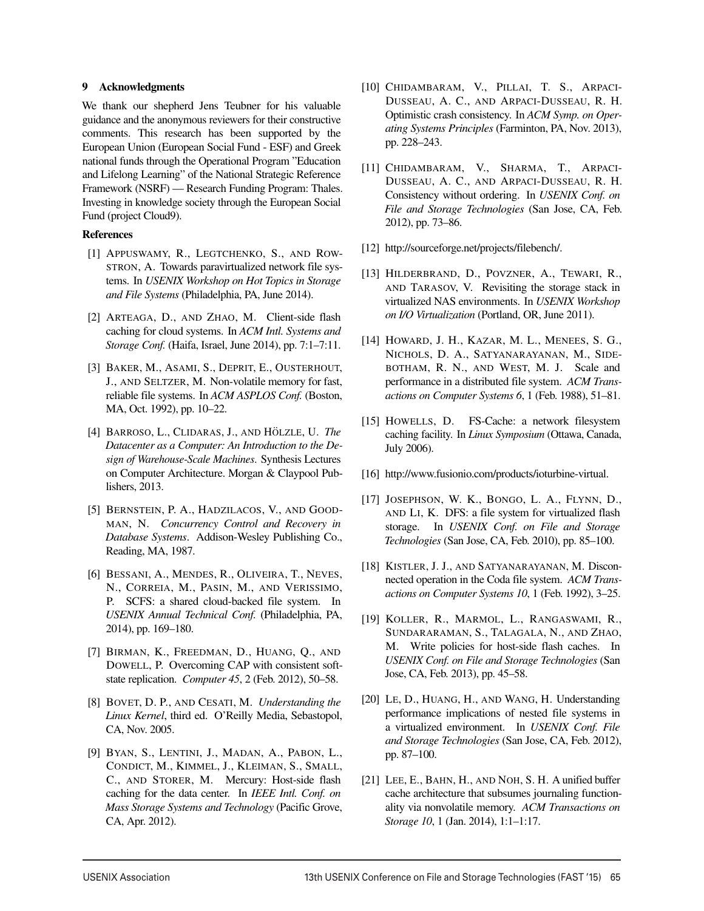## 9 Acknowledgments

We thank our shepherd Jens Teubner for his valuable guidance and the anonymous reviewers for their constructive comments. This research has been supported by the European Union (European Social Fund - ESF) and Greek national funds through the Operational Program "Education and Lifelong Learning" of the National Strategic Reference Framework (NSRF) — Research Funding Program: Thales. Investing in knowledge society through the European Social Fund (project Cloud9).

## References

[1] APPUSWAMY, R., LEGTCHENKO, S., AND ROWSTRON, A. Towards paravirtualized network file systems. In *USENIX Workshop on Hot Topics in Storage and File Systems* (Philadelphia, PA, June 2014).

[2] ARTEAGA, D., AND ZHAO, M. Client-side flash caching for cloud systems. In *ACM Intl. Systems and Storage Conf.* (Haifa, Israel, June 2014), pp. 7:1–7:11.

[3] BAKER, M., ASAMI, S., DEPRIT, E., OUSTERHOUT, J., AND SELTZER, M. Non-volatile memory for fast, reliable file systems. In *ACM ASPLOS Conf.* (Boston, MA, Oct. 1992), pp. 10–22.

[4] BARROSO, L., CLIDARAS, J., AND HÖLZLE, U. *The Datacenter as a Computer: An Introduction to the Design of Warehouse-Scale Machines*. Synthesis Lectures on Computer Architecture. Morgan & Claypool Publishers, 2013.

[5] BERNSTEIN, P. A., HADZILACOS, V., AND GOODMAN, N. *Concurrency Control and Recovery in Database Systems*. Addison-Wesley Publishing Co., Reading, MA, 1987.

[6] BESSANI, A., MENDES, R., OLIVEIRA, T., NEVES, N., CORREIA, M., PASIN, M., AND VERISSIMO, P. SCFS: a shared cloud-backed file system. In *USENIX Annual Technical Conf.* (Philadelphia, PA, 2014), pp. 169–180.

[7] BIRMAN, K., FREEDMAN, D., HUANG, Q., AND DOWELL, P. Overcoming CAP with consistent soft-state replication. *Computer 45*, 2 (Feb. 2012), 50–58.

[8] BOVET, D. P., AND CESATI, M. *Understanding the Linux Kernel*, third ed. O'Reilly Media, Sebastopol, CA, Nov. 2005.

[9] BYAN, S., LENTINI, J., MADAN, A., PABON, L., CONDICT, M., KIMMEL, J., KLEIMAN, S., SMALL, C., AND STORER, M. Mercury: Host-side flash caching for the data center. In *IEEE Intl. Conf. on Mass Storage Systems and Technology* (Pacific Grove, CA, Apr. 2012).

[10] CHIDAMBARAM, V., PILLAI, T. S., ARPACI-DUSSEAU, A. C., AND ARPACI-DUSSEAU, R. H. Optimistic crash consistency. In *ACM Symp. on Operating Systems Principles* (Farminton, PA, Nov. 2013), pp. 228–243.

[11] CHIDAMBARAM, V., SHARMA, T., ARPACI-DUSSEAU, A. C., AND ARPACI-DUSSEAU, R. H. Consistency without ordering. In *USENIX Conf. on File and Storage Technologies* (San Jose, CA, Feb. 2012), pp. 73–86.

[12] http://sourceforge.net/projects/filebench/.

[13] HILDERBRAND, D., POVZNER, A., TEWARI, R., AND TARASOV, V. Revisiting the storage stack in virtualized NAS environments. In *USENIX Workshop on I/O Virtualization* (Portland, OR, June 2011).

[14] HOWARD, J. H., KAZAR, M. L., MENEES, S. G., NICHOLS, D. A., SATYANARAYANAN, M., SIDEBOTHAM, R. N., AND WEST, M. J. Scale and performance in a distributed file system. *ACM Transactions on Computer Systems 6*, 1 (Feb. 1988), 51–81.

[15] HOWELLS, D. FS-Cache: a network filesystem caching facility. In *Linux Symposium* (Ottawa, Canada, July 2006).

[16] http://www.fusionio.com/products/ioturbine-virtual.

[17] JOSEPHSON, W. K., BONGO, L. A., FLYNN, D., AND LI, K. DFS: a file system for virtualized flash storage. In *USENIX Conf. on File and Storage Technologies* (San Jose, CA, Feb. 2010), pp. 85–100.

[18] KISTLER, J. J., AND SATYANARAYANAN, M. Disconnected operation in the Coda file system. *ACM Transactions on Computer Systems 10*, 1 (Feb. 1992), 3–25.

[19] KOLLER, R., MARMOL, L., RANGASWAMI, R., SUNDARARAMAN, S., TALAGALA, N., AND ZHAO, M. Write policies for host-side flash caches. In *USENIX Conf. on File and Storage Technologies* (San Jose, CA, Feb. 2013), pp. 45–58.

[20] LE, D., HUANG, H., AND WANG, H. Understanding performance implications of nested file systems in a virtualized environment. In *USENIX Conf. File and Storage Technologies* (San Jose, CA, Feb. 2012), pp. 87–100.

[21] LEE, E., BAHN, H., AND NOH, S. H. A unified buffer cache architecture that subsumes journaling functionality via nonvolatile memory. *ACM Transactions on Storage 10*, 1 (Jan. 2014), 1:1–1:17.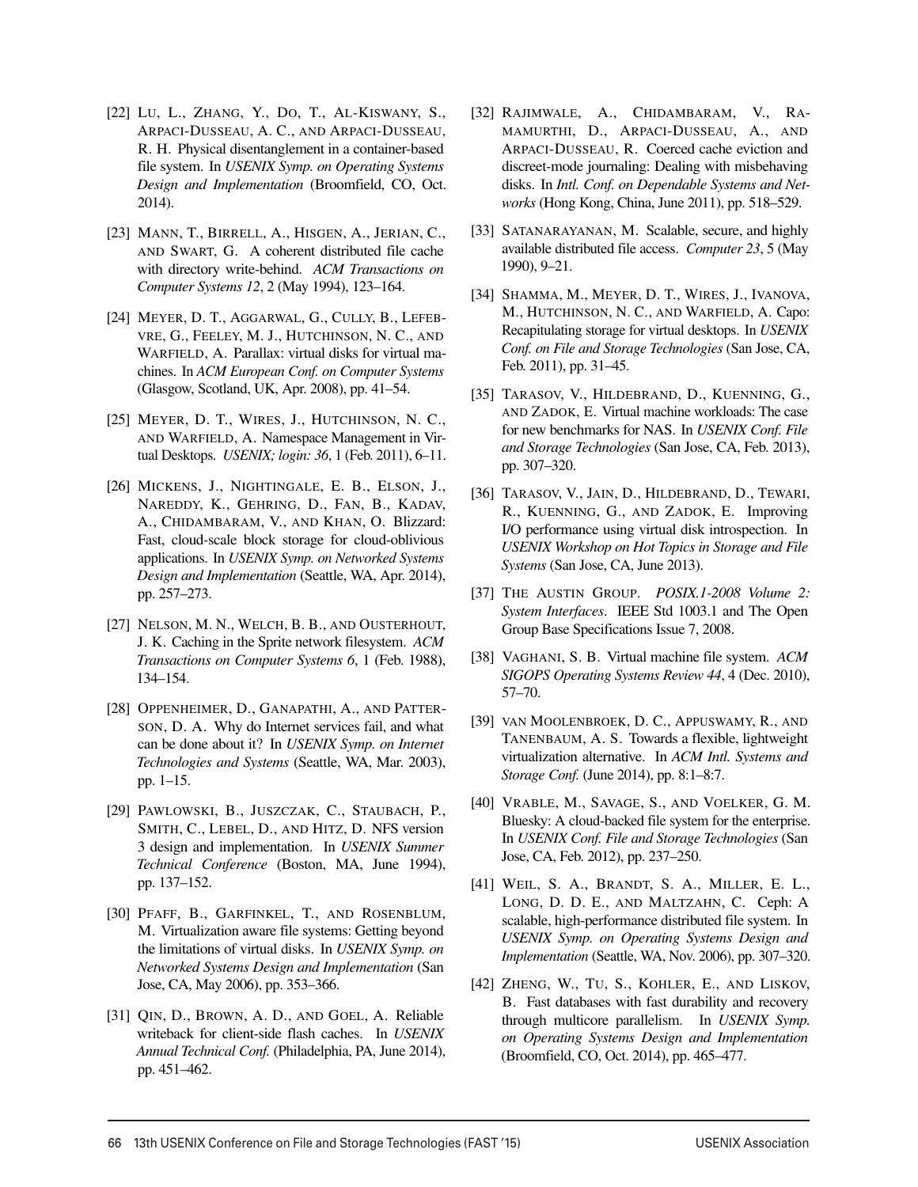[22] Lu, L., Zhang, Y., Do, T., Al-Kiswany, S., Arpaci-Dusseau, A. C., and Arpaci-Dusseau, R. H. Physical disentanglement in a container-based file system. In *USENIX Symp. on Operating Systems Design and Implementation* (Broomfield, CO, Oct. 2014).

[23] Mann, T., Birrell, A., Hisgen, A., Jerian, C., and Swart, G. A coherent distributed file cache with directory write-behind. *ACM Transactions on Computer Systems 12*, 2 (May 1994), 123–164.

[24] Meyer, D. T., Aggarwal, G., Cully, B., Lefebvre, G., Feeley, M. J., Hutchinson, N. C., and Warfield, A. Parallax: virtual disks for virtual machines. In *ACM European Conf. on Computer Systems* (Glasgow, Scotland, UK, Apr. 2008), pp. 41–54.

[25] Meyer, D. T., Wires, J., Hutchinson, N. C., and Warfield, A. Namespace Management in Virtual Desktops. *USENIX; login: 36*, 1 (Feb. 2011), 6–11.

[26] Mickens, J., Nightingale, E. B., Elson, J., Nareddy, K., Gehring, D., Fan, B., Kadav, A., Chidambaram, V., and Khan, O. Blizzard: Fast, cloud-scale block storage for cloud-oblivious applications. In *USENIX Symp. on Networked Systems Design and Implementation* (Seattle, WA, Apr. 2014), pp. 257–273.

[27] Nelson, M. N., Welch, B. B., and Ousterhout, J. K. Caching in the Sprite network filesystem. *ACM Transactions on Computer Systems 6*, 1 (Feb. 1988), 134–154.

[28] Oppenheimer, D., Ganapathi, A., and Patterson, D. A. Why do Internet services fail, and what can be done about it? In *USENIX Symp. on Internet Technologies and Systems* (Seattle, WA, Mar. 2003), pp. 1–15.

[29] Pawlowski, B., Juszczak, C., Staubach, P., Smith, C., Lebel, D., and Hitz, D. NFS version 3 design and implementation. In *USENIX Summer Technical Conference* (Boston, MA, June 1994), pp. 137–152.

[30] Pfaff, B., Garfinkel, T., and Rosenblum, M. Virtualization aware file systems: Getting beyond the limitations of virtual disks. In *USENIX Symp. on Networked Systems Design and Implementation* (San Jose, CA, May 2006), pp. 353–366.

[31] Qin, D., Brown, A. D., and Goel, A. Reliable writeback for client-side flash caches. In *USENIX Annual Technical Conf.* (Philadelphia, PA, June 2014), pp. 451–462.

[32] Rajimwale, A., Chidambaram, V., Ramamurthi, D., Arpaci-Dusseau, A., and Arpaci-Dusseau, R. Coerced cache eviction and discreet-mode journaling: Dealing with misbehaving disks. In *Intl. Conf. on Dependable Systems and Networks* (Hong Kong, China, June 2011), pp. 518–529.

[33] Satanarayanan, M. Scalable, secure, and highly available distributed file access. *Computer 23*, 5 (May 1990), 9–21.

[34] Shamma, M., Meyer, D. T., Wires, J., Ivanova, M., Hutchinson, N. C., and Warfield, A. Capo: Recapitulating storage for virtual desktops. In *USENIX Conf. on File and Storage Technologies* (San Jose, CA, Feb. 2011), pp. 31–45.

[35] Tarasov, V., Hildebrand, D., Kuenning, G., and Zadok, E. Virtual machine workloads: The case for new benchmarks for NAS. In *USENIX Conf. File and Storage Technologies* (San Jose, CA, Feb. 2013), pp. 307–320.

[36] Tarasov, V., Jain, D., Hildebrand, D., Tewari, R., Kuenning, G., and Zadok, E. Improving I/O performance using virtual disk introspection. In *USENIX Workshop on Hot Topics in Storage and File Systems* (San Jose, CA, June 2013).

[37] The Austin Group. *POSIX.1-2008 Volume 2: System Interfaces*. IEEE Std 1003.1 and The Open Group Base Specifications Issue 7, 2008.

[38] Vaghani, S. B. Virtual machine file system. *ACM SIGOPS Operating Systems Review 44*, 4 (Dec. 2010), 57–70.

[39] van Moolenbroek, D. C., Appuswamy, R., and Tanenbaum, A. S. Towards a flexible, lightweight virtualization alternative. In *ACM Intl. Systems and Storage Conf.* (June 2014), pp. 8:1–8:7.

[40] Vrable, M., Savage, S., and Voelker, G. M. Bluesky: A cloud-backed file system for the enterprise. In *USENIX Conf. File and Storage Technologies* (San Jose, CA, Feb. 2012), pp. 237–250.

[41] Weil, S. A., Brandt, S. A., Miller, E. L., Long, D. D. E., and Maltzahn, C. Ceph: A scalable, high-performance distributed file system. In *USENIX Symp. on Operating Systems Design and Implementation* (Seattle, WA, Nov. 2006), pp. 307–320.

[42] Zheng, W., Tu, S., Kohler, E., and Liskov, B. Fast databases with fast durability and recovery through multicore parallelism. In *USENIX Symp. on Operating Systems Design and Implementation* (Broomfield, CO, Oct. 2014), pp. 465–477.